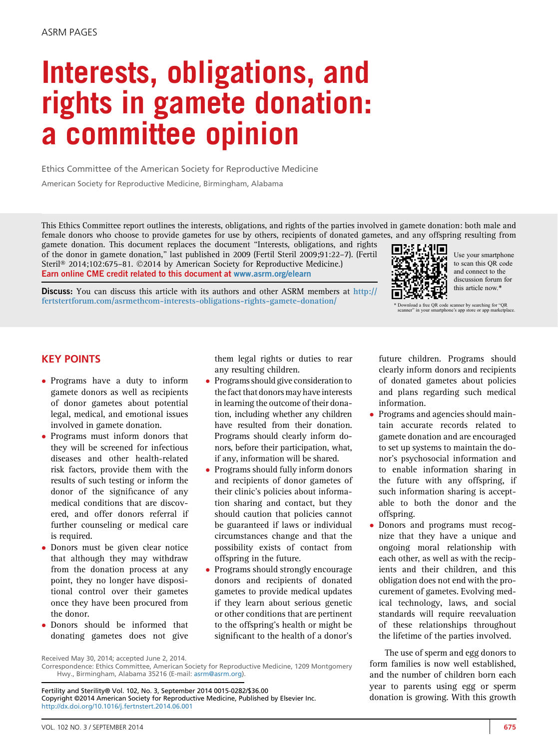ASRM PAGES

# Interests, obligations, and rights in gamete donation: a committee opinion

Ethics Committee of the American Society for Reproductive Medicine

American Society for Reproductive Medicine, Birmingham, Alabama

This Ethics Committee report outlines the interests, obligations, and rights of the parties involved in gamete donation: both male and female donors who choose to provide gametes for use by others, recipients of donated gametes, and any offspring resulting from gamete donation. This document replaces the document "Interests, obligations, and rights of the donor in gamete donation," last published in 2009 (Fertil Steril 2009;91:22–7). (Fertil Steril® 2014;102:675–81. ©2014 by American Society for Reproductive Medicine.)

**Earn online CME credit related to this document at www.asrm.org/elearn**

**Discuss:** You can discuss this article with its authors and other ASRM members at http://fertstertforum.com/asrmethcom-interests-obligations-rights-gamete-donation/

Use your smartphone to scan this QR code and connect to the discussion forum for this article now.*

\* Download a free QR code scanner by searching for "QR scanner" in your smartphone's app store or app marketplace.

## KEY POINTS

- Programs have a duty to inform gamete donors as well as recipients of donor gametes about potential legal, medical, and emotional issues involved in gamete donation.
- Programs must inform donors that they will be screened for infectious diseases and other health-related risk factors, provide them with the results of such testing or inform the donor of the significance of any medical conditions that are discovered, and offer donors referral if further counseling or medical care is required.
- Donors must be given clear notice that although they may withdraw from the donation process at any point, they no longer have dispositional control over their gametes once they have been procured from the donor.
- Donors should be informed that donating gametes does not give them legal rights or duties to rear any resulting children.
- Programs should give consideration to the fact that donors may have interests in learning the outcome of their donation, including whether any children have resulted from their donation. Programs should clearly inform donors, before their participation, what, if any, information will be shared.
- Programs should fully inform donors and recipients of donor gametes of their clinic's policies about information sharing and contact, but they should caution that policies cannot be guaranteed if laws or individual circumstances change and that the possibility exists of contact from offspring in the future.
- Programs should strongly encourage donors and recipients of donated gametes to provide medical updates if they learn about serious genetic or other conditions that are pertinent to the offspring's health or might be significant to the health of a donor's future children. Programs should clearly inform donors and recipients of donated gametes about policies and plans regarding such medical information.
- Programs and agencies should maintain accurate records related to gamete donation and are encouraged to set up systems to maintain the donor's psychosocial information and to enable information sharing in the future with any offspring, if such information sharing is acceptable to both the donor and the offspring.
- Donors and programs must recognize that they have a unique and ongoing moral relationship with each other, as well as with the recipients and their children, and this obligation does not end with the procurement of gametes. Evolving medical technology, laws, and social standards will require reevaluation of these relationships throughout the lifetime of the parties involved.

The use of sperm and egg donors to form families is now well established, and the number of children born each year to parents using egg or sperm donation is growing. With this growth

Received May 30, 2014; accepted June 2, 2014.

Correspondence: Ethics Committee, American Society for Reproductive Medicine, 1209 Montgomery Hwy., Birmingham, Alabama 35216 (E-mail: asrm@asrm.org).

Fertility and Sterility® Vol. 102, No. 3, September 2014 0015-0282/$36.00

Copyright ©2014 American Society for Reproductive Medicine, Published by Elsevier Inc.

http://dx.doi.org/10.1016/j.fertnstert.2014.06.001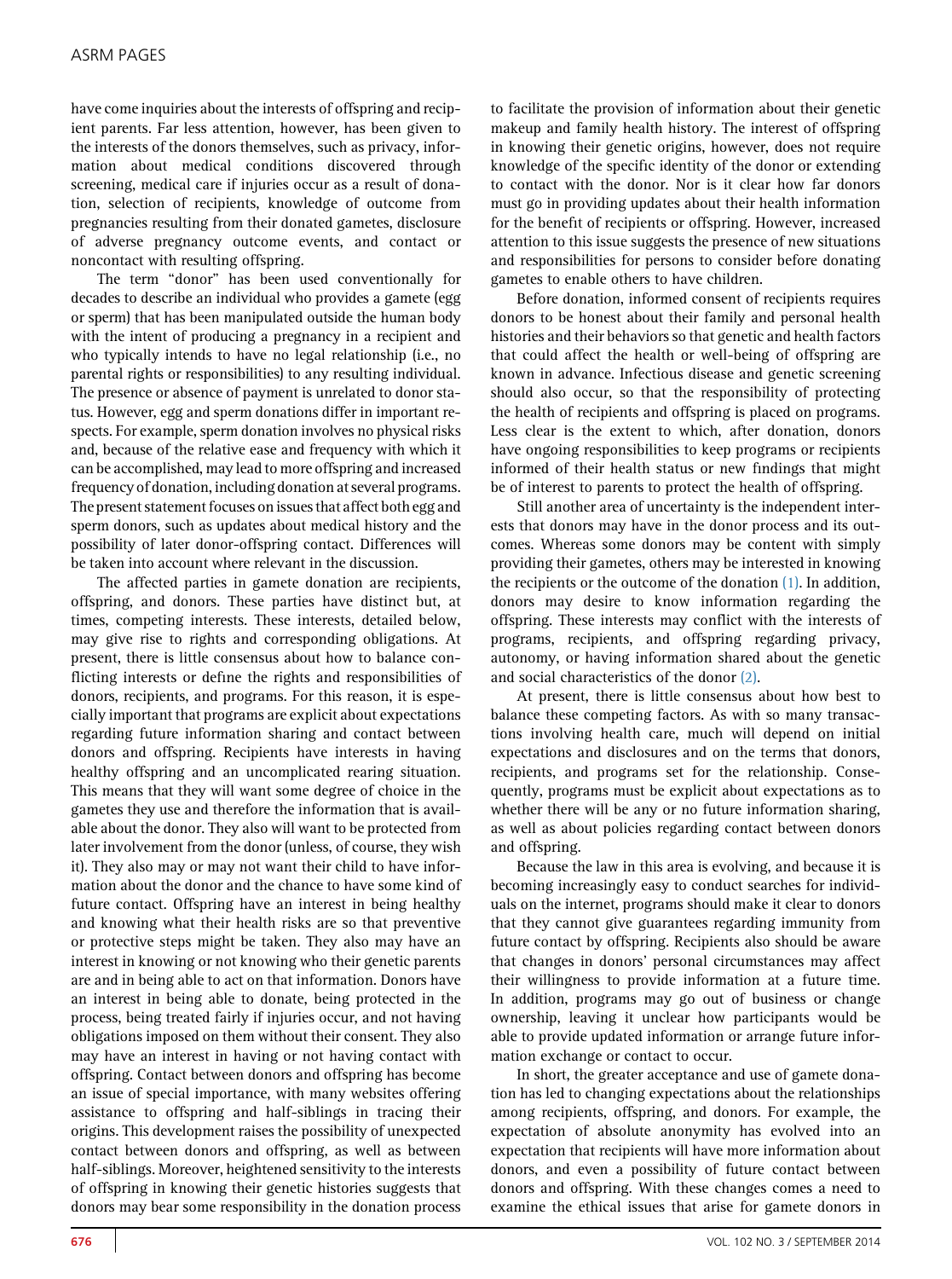have come inquiries about the interests of offspring and recipient parents. Far less attention, however, has been given to the interests of the donors themselves, such as privacy, information about medical conditions discovered through screening, medical care if injuries occur as a result of donation, selection of recipients, knowledge of outcome from pregnancies resulting from their donated gametes, disclosure of adverse pregnancy outcome events, and contact or noncontact with resulting offspring.

The term "donor" has been used conventionally for decades to describe an individual who provides a gamete (egg or sperm) that has been manipulated outside the human body with the intent of producing a pregnancy in a recipient and who typically intends to have no legal relationship (i.e., no parental rights or responsibilities) to any resulting individual. The presence or absence of payment is unrelated to donor status. However, egg and sperm donations differ in important respects. For example, sperm donation involves no physical risks and, because of the relative ease and frequency with which it can be accomplished, may lead to more offspring and increased frequency of donation, including donation at several programs. The present statement focuses on issues that affect both egg and sperm donors, such as updates about medical history and the possibility of later donor-offspring contact. Differences will be taken into account where relevant in the discussion.

The affected parties in gamete donation are recipients, offspring, and donors. These parties have distinct but, at times, competing interests. These interests, detailed below, may give rise to rights and corresponding obligations. At present, there is little consensus about how to balance conflicting interests or define the rights and responsibilities of donors, recipients, and programs. For this reason, it is especially important that programs are explicit about expectations regarding future information sharing and contact between donors and offspring. Recipients have interests in having healthy offspring and an uncomplicated rearing situation. This means that they will want some degree of choice in the gametes they use and therefore the information that is available about the donor. They also will want to be protected from later involvement from the donor (unless, of course, they wish it). They also may or may not want their child to have information about the donor and the chance to have some kind of future contact. Offspring have an interest in being healthy and knowing what their health risks are so that preventive or protective steps might be taken. They also may have an interest in knowing or not knowing who their genetic parents are and in being able to act on that information. Donors have an interest in being able to donate, being protected in the process, being treated fairly if injuries occur, and not having obligations imposed on them without their consent. They also may have an interest in having or not having contact with offspring. Contact between donors and offspring has become an issue of special importance, with many websites offering assistance to offspring and half-siblings in tracing their origins. This development raises the possibility of unexpected contact between donors and offspring, as well as between half-siblings. Moreover, heightened sensitivity to the interests of offspring in knowing their genetic histories suggests that donors may bear some responsibility in the donation process to facilitate the provision of information about their genetic makeup and family health history. The interest of offspring in knowing their genetic origins, however, does not require knowledge of the specific identity of the donor or extending to contact with the donor. Nor is it clear how far donors must go in providing updates about their health information for the benefit of recipients or offspring. However, increased attention to this issue suggests the presence of new situations and responsibilities for persons to consider before donating gametes to enable others to have children.

Before donation, informed consent of recipients requires donors to be honest about their family and personal health histories and their behaviors so that genetic and health factors that could affect the health or well-being of offspring are known in advance. Infectious disease and genetic screening should also occur, so that the responsibility of protecting the health of recipients and offspring is placed on programs. Less clear is the extent to which, after donation, donors have ongoing responsibilities to keep programs or recipients informed of their health status or new findings that might be of interest to parents to protect the health of offspring.

Still another area of uncertainty is the independent interests that donors may have in the donor process and its outcomes. Whereas some donors may be content with simply providing their gametes, others may be interested in knowing the recipients or the outcome of the donation (1). In addition, donors may desire to know information regarding the offspring. These interests may conflict with the interests of programs, recipients, and offspring regarding privacy, autonomy, or having information shared about the genetic and social characteristics of the donor (2).

At present, there is little consensus about how best to balance these competing factors. As with so many transactions involving health care, much will depend on initial expectations and disclosures and on the terms that donors, recipients, and programs set for the relationship. Consequently, programs must be explicit about expectations as to whether there will be any or no future information sharing, as well as about policies regarding contact between donors and offspring.

Because the law in this area is evolving, and because it is becoming increasingly easy to conduct searches for individuals on the internet, programs should make it clear to donors that they cannot give guarantees regarding immunity from future contact by offspring. Recipients also should be aware that changes in donors' personal circumstances may affect their willingness to provide information at a future time. In addition, programs may go out of business or change ownership, leaving it unclear how participants would be able to provide updated information or arrange future information exchange or contact to occur.

In short, the greater acceptance and use of gamete donation has led to changing expectations about the relationships among recipients, offspring, and donors. For example, the expectation of absolute anonymity has evolved into an expectation that recipients will have more information about donors, and even a possibility of future contact between donors and offspring. With these changes comes a need to examine the ethical issues that arise for gamete donors in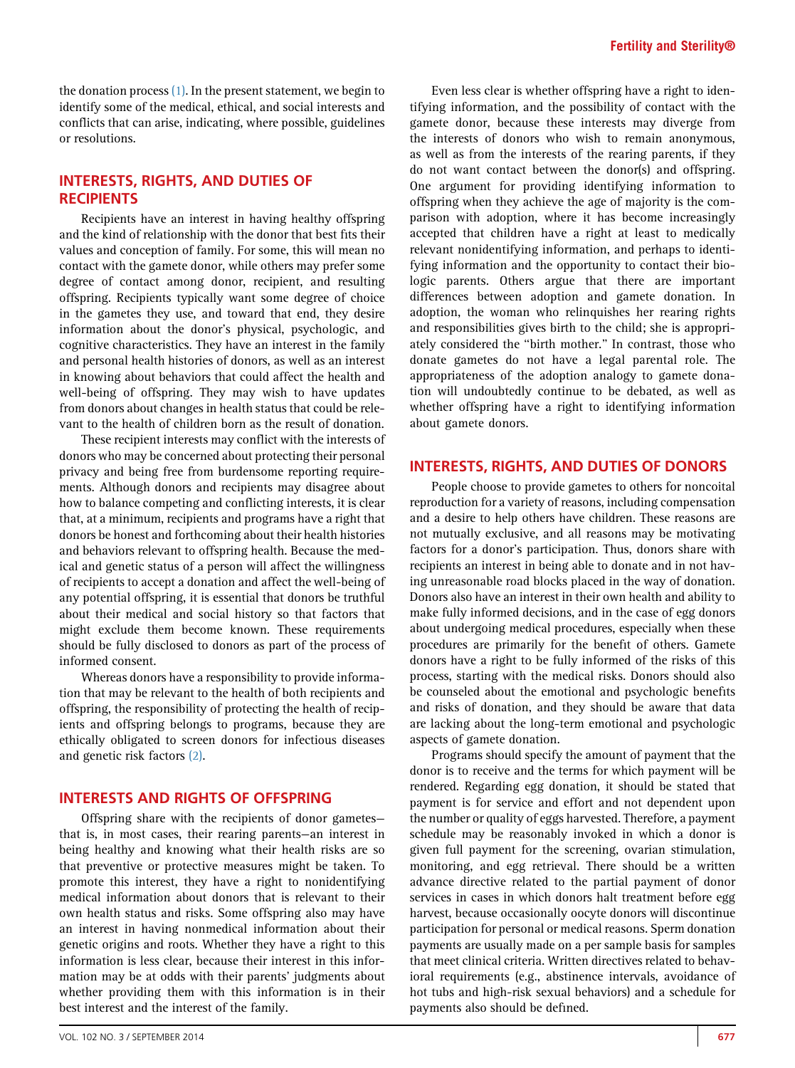the donation process (1). In the present statement, we begin to identify some of the medical, ethical, and social interests and conflicts that can arise, indicating, where possible, guidelines or resolutions.

## INTERESTS, RIGHTS, AND DUTIES OF RECIPIENTS

Recipients have an interest in having healthy offspring and the kind of relationship with the donor that best fits their values and conception of family. For some, this will mean no contact with the gamete donor, while others may prefer some degree of contact among donor, recipient, and resulting offspring. Recipients typically want some degree of choice in the gametes they use, and toward that end, they desire information about the donor's physical, psychologic, and cognitive characteristics. They have an interest in the family and personal health histories of donors, as well as an interest in knowing about behaviors that could affect the health and well-being of offspring. They may wish to have updates from donors about changes in health status that could be relevant to the health of children born as the result of donation.

These recipient interests may conflict with the interests of donors who may be concerned about protecting their personal privacy and being free from burdensome reporting requirements. Although donors and recipients may disagree about how to balance competing and conflicting interests, it is clear that, at a minimum, recipients and programs have a right that donors be honest and forthcoming about their health histories and behaviors relevant to offspring health. Because the medical and genetic status of a person will affect the willingness of recipients to accept a donation and affect the well-being of any potential offspring, it is essential that donors be truthful about their medical and social history so that factors that might exclude them become known. These requirements should be fully disclosed to donors as part of the process of informed consent.

Whereas donors have a responsibility to provide information that may be relevant to the health of both recipients and offspring, the responsibility of protecting the health of recipients and offspring belongs to programs, because they are ethically obligated to screen donors for infectious diseases and genetic risk factors (2).

## INTERESTS AND RIGHTS OF OFFSPRING

Offspring share with the recipients of donor gametes—that is, in most cases, their rearing parents—an interest in being healthy and knowing what their health risks are so that preventive or protective measures might be taken. To promote this interest, they have a right to nonidentifying medical information about donors that is relevant to their own health status and risks. Some offspring also may have an interest in having nonmedical information about their genetic origins and roots. Whether they have a right to this information is less clear, because their interest in this information may be at odds with their parents' judgments about whether providing them with this information is in their best interest and the interest of the family.

Even less clear is whether offspring have a right to identifying information, and the possibility of contact with the gamete donor, because these interests may diverge from the interests of donors who wish to remain anonymous, as well as from the interests of the rearing parents, if they do not want contact between the donor(s) and offspring. One argument for providing identifying information to offspring when they achieve the age of majority is the comparison with adoption, where it has become increasingly accepted that children have a right at least to medically relevant nonidentifying information, and perhaps to identifying information and the opportunity to contact their biologic parents. Others argue that there are important differences between adoption and gamete donation. In adoption, the woman who relinquishes her rearing rights and responsibilities gives birth to the child; she is appropriately considered the "birth mother." In contrast, those who donate gametes do not have a legal parental role. The appropriateness of the adoption analogy to gamete donation will undoubtedly continue to be debated, as well as whether offspring have a right to identifying information about gamete donors.

## INTERESTS, RIGHTS, AND DUTIES OF DONORS

People choose to provide gametes to others for noncoital reproduction for a variety of reasons, including compensation and a desire to help others have children. These reasons are not mutually exclusive, and all reasons may be motivating factors for a donor's participation. Thus, donors share with recipients an interest in being able to donate and in not having unreasonable road blocks placed in the way of donation. Donors also have an interest in their own health and ability to make fully informed decisions, and in the case of egg donors about undergoing medical procedures, especially when these procedures are primarily for the benefit of others. Gamete donors have a right to be fully informed of the risks of this process, starting with the medical risks. Donors should also be counseled about the emotional and psychologic benefits and risks of donation, and they should be aware that data are lacking about the long-term emotional and psychologic aspects of gamete donation.

Programs should specify the amount of payment that the donor is to receive and the terms for which payment will be rendered. Regarding egg donation, it should be stated that payment is for service and effort and not dependent upon the number or quality of eggs harvested. Therefore, a payment schedule may be reasonably invoked in which a donor is given full payment for the screening, ovarian stimulation, monitoring, and egg retrieval. There should be a written advance directive related to the partial payment of donor services in cases in which donors halt treatment before egg harvest, because occasionally oocyte donors will discontinue participation for personal or medical reasons. Sperm donation payments are usually made on a per sample basis for samples that meet clinical criteria. Written directives related to behavioral requirements (e.g., abstinence intervals, avoidance of hot tubs and high-risk sexual behaviors) and a schedule for payments also should be defined.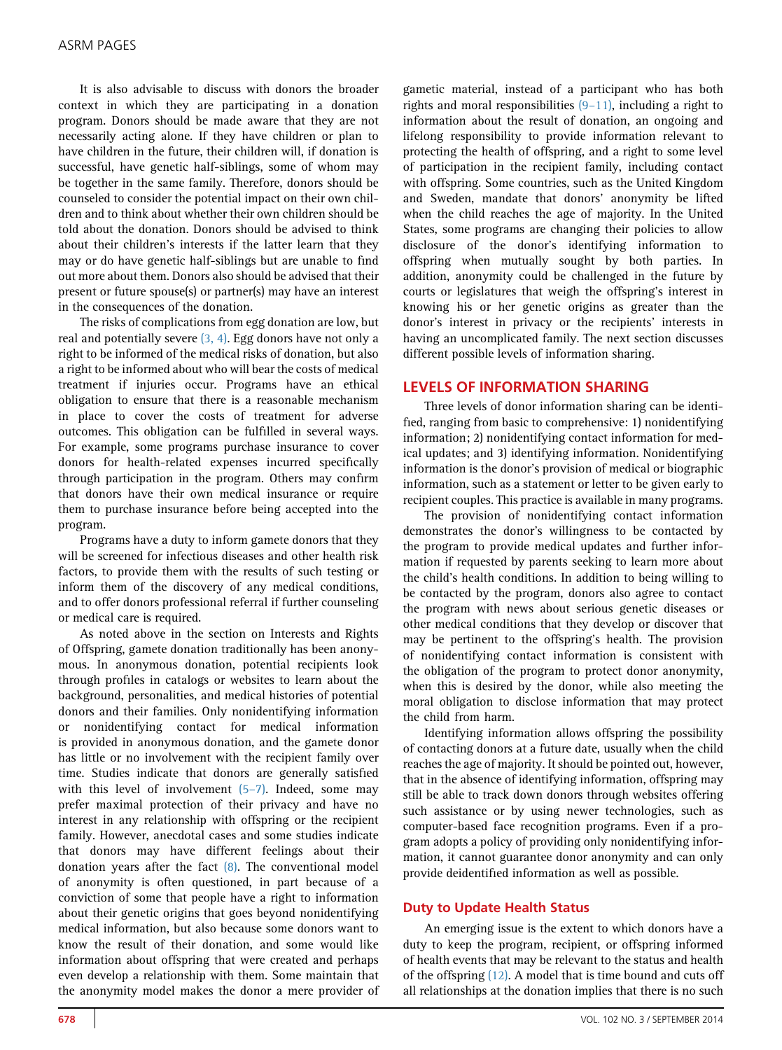It is also advisable to discuss with donors the broader context in which they are participating in a donation program. Donors should be made aware that they are not necessarily acting alone. If they have children or plan to have children in the future, their children will, if donation is successful, have genetic half-siblings, some of whom may be together in the same family. Therefore, donors should be counseled to consider the potential impact on their own children and to think about whether their own children should be told about the donation. Donors should be advised to think about their children's interests if the latter learn that they may or do have genetic half-siblings but are unable to find out more about them. Donors also should be advised that their present or future spouse(s) or partner(s) may have an interest in the consequences of the donation.

The risks of complications from egg donation are low, but real and potentially severe (3, 4). Egg donors have not only a right to be informed of the medical risks of donation, but also a right to be informed about who will bear the costs of medical treatment if injuries occur. Programs have an ethical obligation to ensure that there is a reasonable mechanism in place to cover the costs of treatment for adverse outcomes. This obligation can be fulfilled in several ways. For example, some programs purchase insurance to cover donors for health-related expenses incurred specifically through participation in the program. Others may confirm that donors have their own medical insurance or require them to purchase insurance before being accepted into the program.

Programs have a duty to inform gamete donors that they will be screened for infectious diseases and other health risk factors, to provide them with the results of such testing or inform them of the discovery of any medical conditions, and to offer donors professional referral if further counseling or medical care is required.

As noted above in the section on Interests and Rights of Offspring, gamete donation traditionally has been anonymous. In anonymous donation, potential recipients look through profiles in catalogs or websites to learn about the background, personalities, and medical histories of potential donors and their families. Only nonidentifying information or nonidentifying contact for medical information is provided in anonymous donation, and the gamete donor has little or no involvement with the recipient family over time. Studies indicate that donors are generally satisfied with this level of involvement (5–7). Indeed, some may prefer maximal protection of their privacy and have no interest in any relationship with offspring or the recipient family. However, anecdotal cases and some studies indicate that donors may have different feelings about their donation years after the fact (8). The conventional model of anonymity is often questioned, in part because of a conviction of some that people have a right to information about their genetic origins that goes beyond nonidentifying medical information, but also because some donors want to know the result of their donation, and some would like information about offspring that were created and perhaps even develop a relationship with them. Some maintain that the anonymity model makes the donor a mere provider of gametic material, instead of a participant who has both rights and moral responsibilities (9–11), including a right to information about the result of donation, an ongoing and lifelong responsibility to provide information relevant to protecting the health of offspring, and a right to some level of participation in the recipient family, including contact with offspring. Some countries, such as the United Kingdom and Sweden, mandate that donors' anonymity be lifted when the child reaches the age of majority. In the United States, some programs are changing their policies to allow disclosure of the donor's identifying information to offspring when mutually sought by both parties. In addition, anonymity could be challenged in the future by courts or legislatures that weigh the offspring's interest in knowing his or her genetic origins as greater than the donor's interest in privacy or the recipients' interests in having an uncomplicated family. The next section discusses different possible levels of information sharing.

## LEVELS OF INFORMATION SHARING

Three levels of donor information sharing can be identified, ranging from basic to comprehensive: 1) nonidentifying information; 2) nonidentifying contact information for medical updates; and 3) identifying information. Nonidentifying information is the donor's provision of medical or biographic information, such as a statement or letter to be given early to recipient couples. This practice is available in many programs.

The provision of nonidentifying contact information demonstrates the donor's willingness to be contacted by the program to provide medical updates and further information if requested by parents seeking to learn more about the child's health conditions. In addition to being willing to be contacted by the program, donors also agree to contact the program with news about serious genetic diseases or other medical conditions that they develop or discover that may be pertinent to the offspring's health. The provision of nonidentifying contact information is consistent with the obligation of the program to protect donor anonymity, when this is desired by the donor, while also meeting the moral obligation to disclose information that may protect the child from harm.

Identifying information allows offspring the possibility of contacting donors at a future date, usually when the child reaches the age of majority. It should be pointed out, however, that in the absence of identifying information, offspring may still be able to track down donors through websites offering such assistance or by using newer technologies, such as computer-based face recognition programs. Even if a program adopts a policy of providing only nonidentifying information, it cannot guarantee donor anonymity and can only provide deidentified information as well as possible.

### Duty to Update Health Status

An emerging issue is the extent to which donors have a duty to keep the program, recipient, or offspring informed of health events that may be relevant to the status and health of the offspring (12). A model that is time bound and cuts off all relationships at the donation implies that there is no such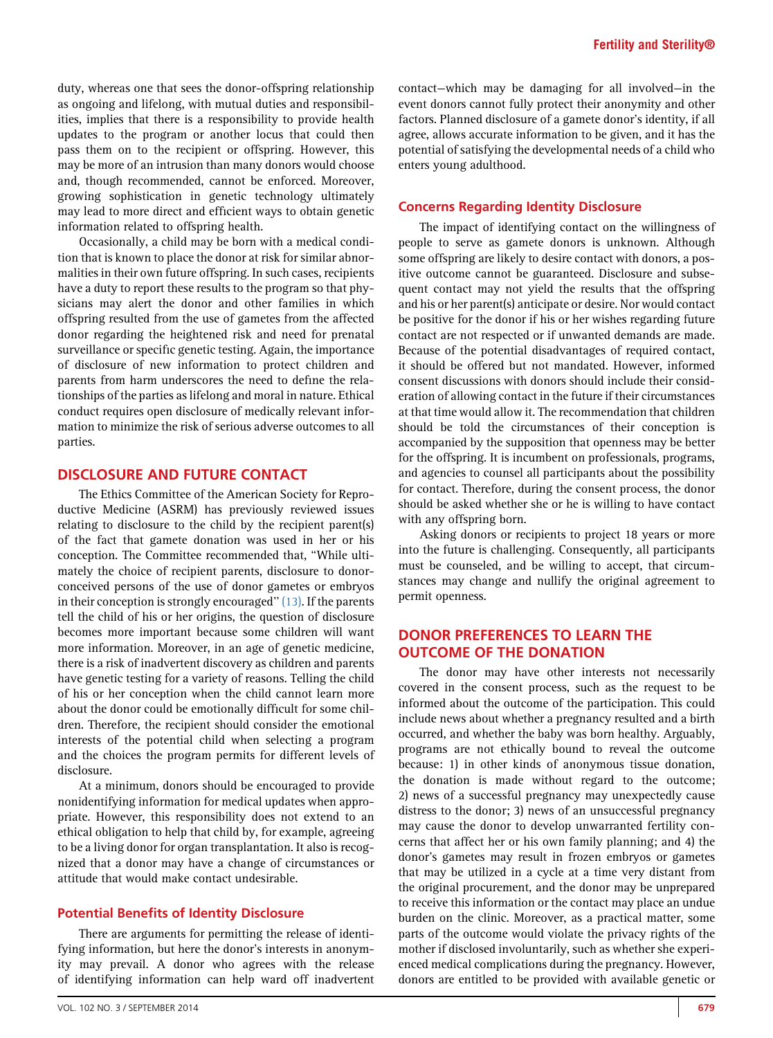duty, whereas one that sees the donor-offspring relationship as ongoing and lifelong, with mutual duties and responsibilities, implies that there is a responsibility to provide health updates to the program or another locus that could then pass them on to the recipient or offspring. However, this may be more of an intrusion than many donors would choose and, though recommended, cannot be enforced. Moreover, growing sophistication in genetic technology ultimately may lead to more direct and efficient ways to obtain genetic information related to offspring health.

Occasionally, a child may be born with a medical condition that is known to place the donor at risk for similar abnormalities in their own future offspring. In such cases, recipients have a duty to report these results to the program so that physicians may alert the donor and other families in which offspring resulted from the use of gametes from the affected donor regarding the heightened risk and need for prenatal surveillance or specific genetic testing. Again, the importance of disclosure of new information to protect children and parents from harm underscores the need to define the relationships of the parties as lifelong and moral in nature. Ethical conduct requires open disclosure of medically relevant information to minimize the risk of serious adverse outcomes to all parties.

## DISCLOSURE AND FUTURE CONTACT

The Ethics Committee of the American Society for Reproductive Medicine (ASRM) has previously reviewed issues relating to disclosure to the child by the recipient parent(s) of the fact that gamete donation was used in her or his conception. The Committee recommended that, "While ultimately the choice of recipient parents, disclosure to donor-conceived persons of the use of donor gametes or embryos in their conception is strongly encouraged" (13). If the parents tell the child of his or her origins, the question of disclosure becomes more important because some children will want more information. Moreover, in an age of genetic medicine, there is a risk of inadvertent discovery as children and parents have genetic testing for a variety of reasons. Telling the child of his or her conception when the child cannot learn more about the donor could be emotionally difficult for some children. Therefore, the recipient should consider the emotional interests of the potential child when selecting a program and the choices the program permits for different levels of disclosure.

At a minimum, donors should be encouraged to provide nonidentifying information for medical updates when appropriate. However, this responsibility does not extend to an ethical obligation to help that child by, for example, agreeing to be a living donor for organ transplantation. It also is recognized that a donor may have a change of circumstances or attitude that would make contact undesirable.

### Potential Benefits of Identity Disclosure

There are arguments for permitting the release of identifying information, but here the donor's interests in anonymity may prevail. A donor who agrees with the release of identifying information can help ward off inadvertent contact—which may be damaging for all involved—in the event donors cannot fully protect their anonymity and other factors. Planned disclosure of a gamete donor's identity, if all agree, allows accurate information to be given, and it has the potential of satisfying the developmental needs of a child who enters young adulthood.

### Concerns Regarding Identity Disclosure

The impact of identifying contact on the willingness of people to serve as gamete donors is unknown. Although some offspring are likely to desire contact with donors, a positive outcome cannot be guaranteed. Disclosure and subsequent contact may not yield the results that the offspring and his or her parent(s) anticipate or desire. Nor would contact be positive for the donor if his or her wishes regarding future contact are not respected or if unwanted demands are made. Because of the potential disadvantages of required contact, it should be offered but not mandated. However, informed consent discussions with donors should include their consideration of allowing contact in the future if their circumstances at that time would allow it. The recommendation that children should be told the circumstances of their conception is accompanied by the supposition that openness may be better for the offspring. It is incumbent on professionals, programs, and agencies to counsel all participants about the possibility for contact. Therefore, during the consent process, the donor should be asked whether she or he is willing to have contact with any offspring born.

Asking donors or recipients to project 18 years or more into the future is challenging. Consequently, all participants must be counseled, and be willing to accept, that circumstances may change and nullify the original agreement to permit openness.

## DONOR PREFERENCES TO LEARN THE OUTCOME OF THE DONATION

The donor may have other interests not necessarily covered in the consent process, such as the request to be informed about the outcome of the participation. This could include news about whether a pregnancy resulted and a birth occurred, and whether the baby was born healthy. Arguably, programs are not ethically bound to reveal the outcome because: 1) in other kinds of anonymous tissue donation, the donation is made without regard to the outcome; 2) news of a successful pregnancy may unexpectedly cause distress to the donor; 3) news of an unsuccessful pregnancy may cause the donor to develop unwarranted fertility concerns that affect her or his own family planning; and 4) the donor's gametes may result in frozen embryos or gametes that may be utilized in a cycle at a time very distant from the original procurement, and the donor may be unprepared to receive this information or the contact may place an undue burden on the clinic. Moreover, as a practical matter, some parts of the outcome would violate the privacy rights of the mother if disclosed involuntarily, such as whether she experienced medical complications during the pregnancy. However, donors are entitled to be provided with available genetic or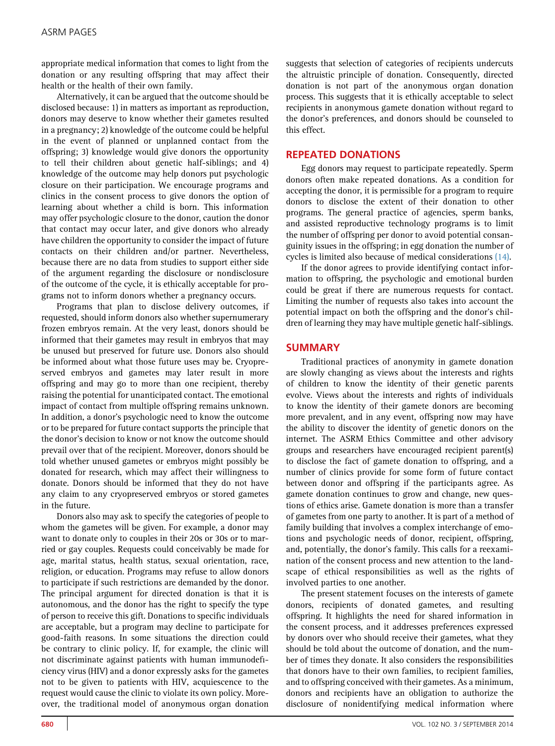appropriate medical information that comes to light from the donation or any resulting offspring that may affect their health or the health of their own family.

Alternatively, it can be argued that the outcome should be disclosed because: 1) in matters as important as reproduction, donors may deserve to know whether their gametes resulted in a pregnancy; 2) knowledge of the outcome could be helpful in the event of planned or unplanned contact from the offspring; 3) knowledge would give donors the opportunity to tell their children about genetic half-siblings; and 4) knowledge of the outcome may help donors put psychologic closure on their participation. We encourage programs and clinics in the consent process to give donors the option of learning about whether a child is born. This information may offer psychologic closure to the donor, caution the donor that contact may occur later, and give donors who already have children the opportunity to consider the impact of future contacts on their children and/or partner. Nevertheless, because there are no data from studies to support either side of the argument regarding the disclosure or nondisclosure of the outcome of the cycle, it is ethically acceptable for programs not to inform donors whether a pregnancy occurs.

Programs that plan to disclose delivery outcomes, if requested, should inform donors also whether supernumerary frozen embryos remain. At the very least, donors should be informed that their gametes may result in embryos that may be unused but preserved for future use. Donors also should be informed about what those future uses may be. Cryopreserved embryos and gametes may later result in more offspring and may go to more than one recipient, thereby raising the potential for unanticipated contact. The emotional impact of contact from multiple offspring remains unknown. In addition, a donor's psychologic need to know the outcome or to be prepared for future contact supports the principle that the donor's decision to know or not know the outcome should prevail over that of the recipient. Moreover, donors should be told whether unused gametes or embryos might possibly be donated for research, which may affect their willingness to donate. Donors should be informed that they do not have any claim to any cryopreserved embryos or stored gametes in the future.

Donors also may ask to specify the categories of people to whom the gametes will be given. For example, a donor may want to donate only to couples in their 20s or 30s or to married or gay couples. Requests could conceivably be made for age, marital status, health status, sexual orientation, race, religion, or education. Programs may refuse to allow donors to participate if such restrictions are demanded by the donor. The principal argument for directed donation is that it is autonomous, and the donor has the right to specify the type of person to receive this gift. Donations to specific individuals are acceptable, but a program may decline to participate for good-faith reasons. In some situations the direction could be contrary to clinic policy. If, for example, the clinic will not discriminate against patients with human immunodeficiency virus (HIV) and a donor expressly asks for the gametes not to be given to patients with HIV, acquiescence to the request would cause the clinic to violate its own policy. Moreover, the traditional model of anonymous organ donation suggests that selection of categories of recipients undercuts the altruistic principle of donation. Consequently, directed donation is not part of the anonymous organ donation process. This suggests that it is ethically acceptable to select recipients in anonymous gamete donation without regard to the donor's preferences, and donors should be counseled to this effect.

## REPEATED DONATIONS

Egg donors may request to participate repeatedly. Sperm donors often make repeated donations. As a condition for accepting the donor, it is permissible for a program to require donors to disclose the extent of their donation to other programs. The general practice of agencies, sperm banks, and assisted reproductive technology programs is to limit the number of offspring per donor to avoid potential consanguinity issues in the offspring; in egg donation the number of cycles is limited also because of medical considerations (14).

If the donor agrees to provide identifying contact information to offspring, the psychologic and emotional burden could be great if there are numerous requests for contact. Limiting the number of requests also takes into account the potential impact on both the offspring and the donor's children of learning they may have multiple genetic half-siblings.

## SUMMARY

Traditional practices of anonymity in gamete donation are slowly changing as views about the interests and rights of children to know the identity of their genetic parents evolve. Views about the interests and rights of individuals to know the identity of their gamete donors are becoming more prevalent, and in any event, offspring now may have the ability to discover the identity of genetic donors on the internet. The ASRM Ethics Committee and other advisory groups and researchers have encouraged recipient parent(s) to disclose the fact of gamete donation to offspring, and a number of clinics provide for some form of future contact between donor and offspring if the participants agree. As gamete donation continues to grow and change, new questions of ethics arise. Gamete donation is more than a transfer of gametes from one party to another. It is part of a method of family building that involves a complex interchange of emotions and psychologic needs of donor, recipient, offspring, and, potentially, the donor's family. This calls for a reexamination of the consent process and new attention to the landscape of ethical responsibilities as well as the rights of involved parties to one another.

The present statement focuses on the interests of gamete donors, recipients of donated gametes, and resulting offspring. It highlights the need for shared information in the consent process, and it addresses preferences expressed by donors over who should receive their gametes, what they should be told about the outcome of donation, and the number of times they donate. It also considers the responsibilities that donors have to their own families, to recipient families, and to offspring conceived with their gametes. As a minimum, donors and recipients have an obligation to authorize the disclosure of nonidentifying medical information where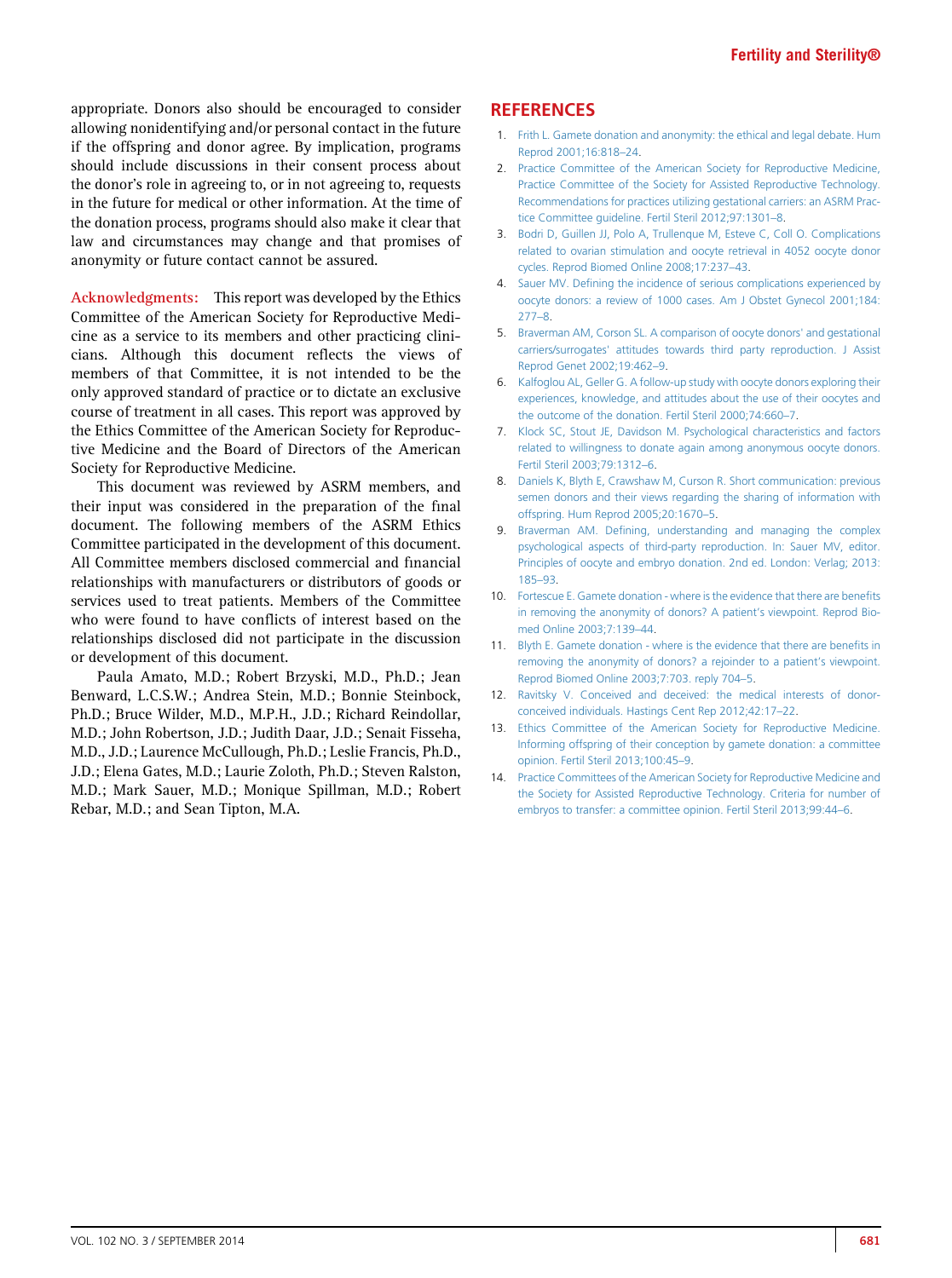appropriate. Donors also should be encouraged to consider allowing nonidentifying and/or personal contact in the future if the offspring and donor agree. By implication, programs should include discussions in their consent process about the donor's role in agreeing to, or in not agreeing to, requests in the future for medical or other information. At the time of the donation process, programs should also make it clear that law and circumstances may change and that promises of anonymity or future contact cannot be assured.

**Acknowledgments:** This report was developed by the Ethics Committee of the American Society for Reproductive Medicine as a service to its members and other practicing clinicians. Although this document reflects the views of members of that Committee, it is not intended to be the only approved standard of practice or to dictate an exclusive course of treatment in all cases. This report was approved by the Ethics Committee of the American Society for Reproductive Medicine and the Board of Directors of the American Society for Reproductive Medicine.

This document was reviewed by ASRM members, and their input was considered in the preparation of the final document. The following members of the ASRM Ethics Committee participated in the development of this document. All Committee members disclosed commercial and financial relationships with manufacturers or distributors of goods or services used to treat patients. Members of the Committee who were found to have conflicts of interest based on the relationships disclosed did not participate in the discussion or development of this document.

Paula Amato, M.D.; Robert Brzyski, M.D., Ph.D.; Jean Benward, L.C.S.W.; Andrea Stein, M.D.; Bonnie Steinbock, Ph.D.; Bruce Wilder, M.D., M.P.H., J.D.; Richard Reindollar, M.D.; John Robertson, J.D.; Judith Daar, J.D.; Senait Fisseha, M.D., J.D.; Laurence McCullough, Ph.D.; Leslie Francis, Ph.D., J.D.; Elena Gates, M.D.; Laurie Zoloth, Ph.D.; Steven Ralston, M.D.; Mark Sauer, M.D.; Monique Spillman, M.D.; Robert Rebar, M.D.; and Sean Tipton, M.A.

## REFERENCES

1. Frith L. Gamete donation and anonymity: the ethical and legal debate. Hum Reprod 2001;16:818–24.
2. Practice Committee of the American Society for Reproductive Medicine, Practice Committee of the Society for Assisted Reproductive Technology. Recommendations for practices utilizing gestational carriers: an ASRM Practice Committee guideline. Fertil Steril 2012;97:1301–8.
3. Bodri D, Guillen JJ, Polo A, Trullenque M, Esteve C, Coll O. Complications related to ovarian stimulation and oocyte retrieval in 4052 oocyte donor cycles. Reprod Biomed Online 2008;17:237–43.
4. Sauer MV. Defining the incidence of serious complications experienced by oocyte donors: a review of 1000 cases. Am J Obstet Gynecol 2001;184: 277–8.
5. Braverman AM, Corson SL. A comparison of oocyte donors' and gestational carriers/surrogates' attitudes towards third party reproduction. J Assist Reprod Genet 2002;19:462–9.
6. Kalfoglou AL, Geller G. A follow-up study with oocyte donors exploring their experiences, knowledge, and attitudes about the use of their oocytes and the outcome of the donation. Fertil Steril 2000;74:660–7.
7. Klock SC, Stout JE, Davidson M. Psychological characteristics and factors related to willingness to donate again among anonymous oocyte donors. Fertil Steril 2003;79:1312–6.
8. Daniels K, Blyth E, Crawshaw M, Curson R. Short communication: previous semen donors and their views regarding the sharing of information with offspring. Hum Reprod 2005;20:1670–5.
9. Braverman AM. Defining, understanding and managing the complex psychological aspects of third-party reproduction. In: Sauer MV, editor. Principles of oocyte and embryo donation. 2nd ed. London: Verlag; 2013: 185–93.
10. Fortescue E. Gamete donation - where is the evidence that there are benefits in removing the anonymity of donors? A patient's viewpoint. Reprod Biomed Online 2003;7:139–44.
11. Blyth E. Gamete donation - where is the evidence that there are benefits in removing the anonymity of donors? a rejoinder to a patient's viewpoint. Reprod Biomed Online 2003;7:703. reply 704–5.
12. Ravitsky V. Conceived and deceived: the medical interests of donor-conceived individuals. Hastings Cent Rep 2012;42:17–22.
13. Ethics Committee of the American Society for Reproductive Medicine. Informing offspring of their conception by gamete donation: a committee opinion. Fertil Steril 2013;100:45–9.
14. Practice Committees of the American Society for Reproductive Medicine and the Society for Assisted Reproductive Technology. Criteria for number of embryos to transfer: a committee opinion. Fertil Steril 2013;99:44–6.